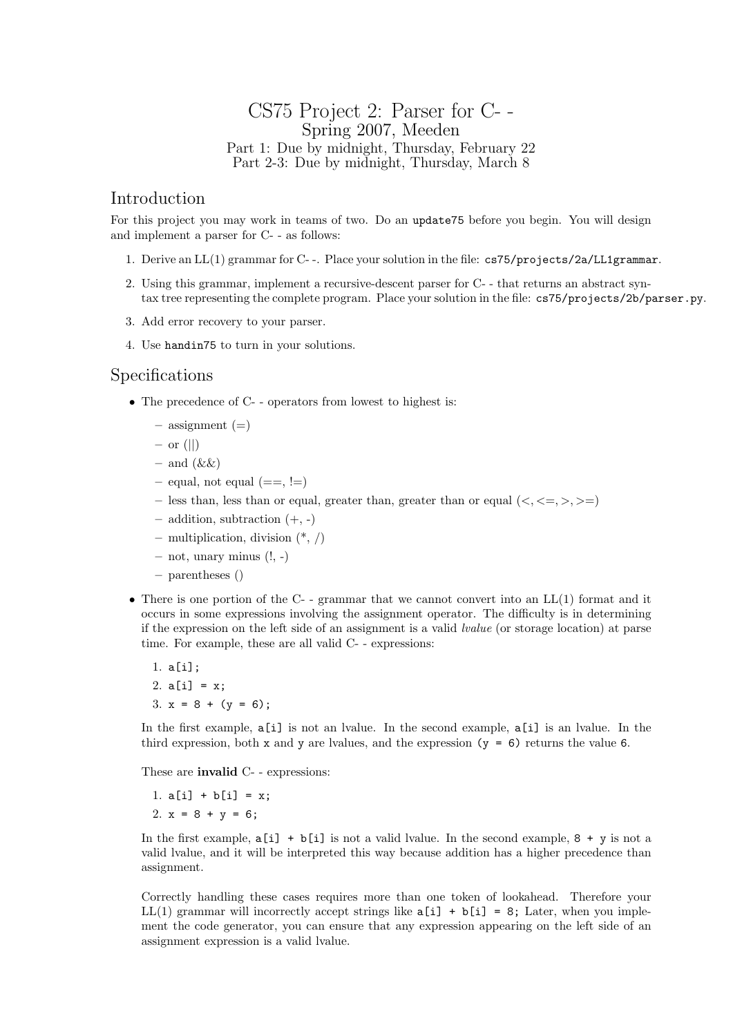# CS75 Project 2: Parser for C- -

Spring 2007, Meeden

Part 1: Due by midnight, Thursday, February 22

Part 2-3: Due by midnight, Thursday, March 8

## Introduction

For this project you may work in teams of two. Do an `update75` before you begin. You will design and implement a parser for C- - as follows:

1. Derive an LL(1) grammar for C- -. Place your solution in the file: `cs75/projects/2a/LL1grammar`.
2. Using this grammar, implement a recursive-descent parser for C- - that returns an abstract syntax tree representing the complete program. Place your solution in the file: `cs75/projects/2b/parser.py`.
3. Add error recovery to your parser.
4. Use `handin75` to turn in your solutions.

## Specifications

- The precedence of C- - operators from lowest to highest is:
  - assignment (=)
  - or (||)
  - and (&&)
  - equal, not equal (==, !=)
  - less than, less than or equal, greater than, greater than or equal (<, <=, >, >=)
  - addition, subtraction (+, -)
  - multiplication, division (*, /)
  - not, unary minus (!, -)
  - parentheses ()
- There is one portion of the C- - grammar that we cannot convert into an LL(1) format and it occurs in some expressions involving the assignment operator. The difficulty is in determining if the expression on the left side of an assignment is a valid *lvalue* (or storage location) at parse time. For example, these are all valid C- - expressions:

  1. `a[i];`
  2. `a[i] = x;`
  3. `x = 8 + (y = 6);`

  In the first example, `a[i]` is not an lvalue. In the second example, `a[i]` is an lvalue. In the third expression, both `x` and `y` are lvalues, and the expression `(y = 6)` returns the value `6`.

  These are **invalid** C- - expressions:

  1. `a[i] + b[i] = x;`
  2. `x = 8 + y = 6;`

  In the first example, `a[i] + b[i]` is not a valid lvalue. In the second example, `8 + y` is not a valid lvalue, and it will be interpreted this way because addition has a higher precedence than assignment.

  Correctly handling these cases requires more than one token of lookahead. Therefore your LL(1) grammar will incorrectly accept strings like `a[i] + b[i] = 8;` Later, when you implement the code generator, you can ensure that any expression appearing on the left side of an assignment expression is a valid lvalue.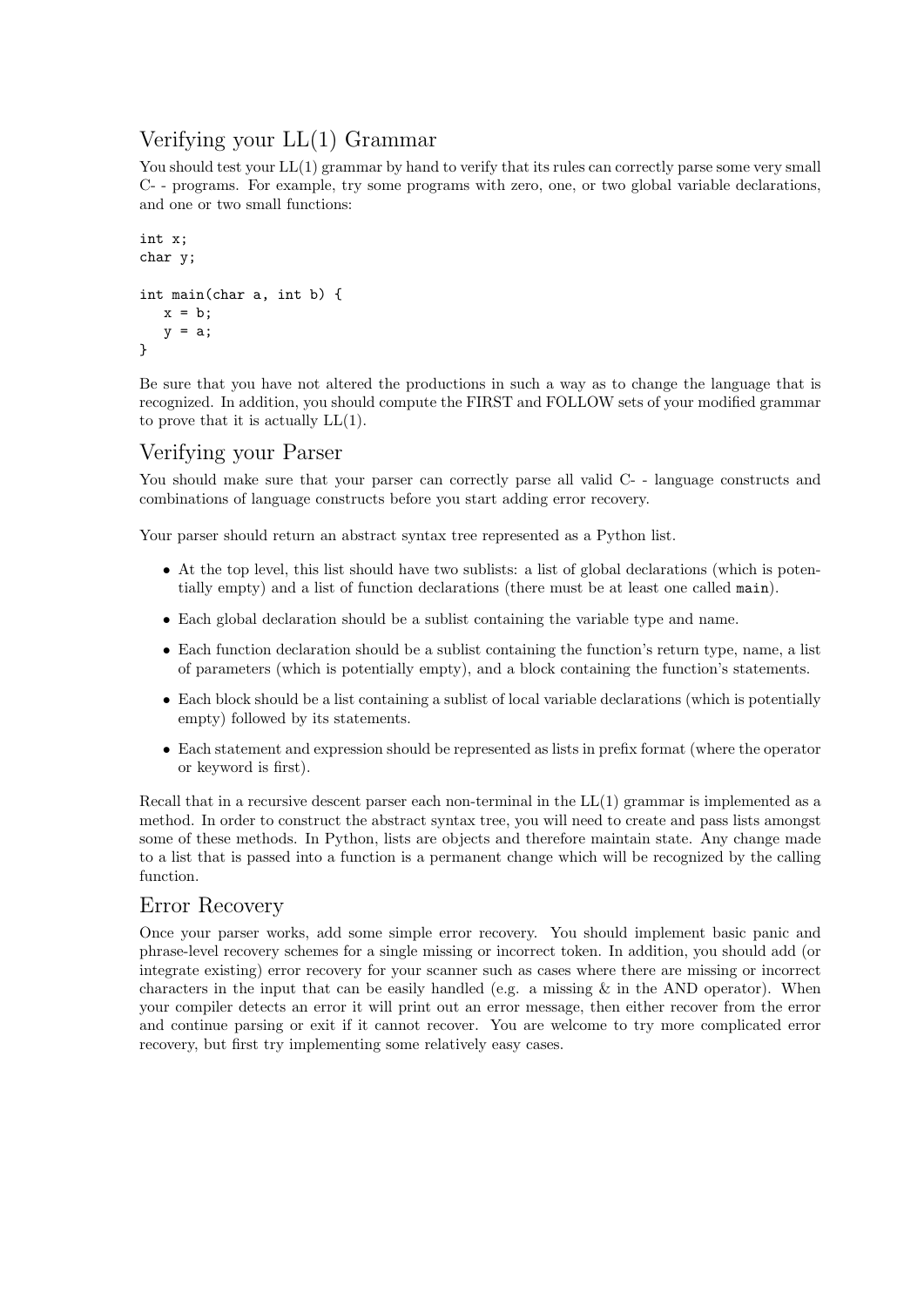## Verifying your LL(1) Grammar

You should test your LL(1) grammar by hand to verify that its rules can correctly parse some very small C- - programs. For example, try some programs with zero, one, or two global variable declarations, and one or two small functions:

```
int x;
char y;

int main(char a, int b) {
   x = b;
   y = a;
}
```

Be sure that you have not altered the productions in such a way as to change the language that is recognized. In addition, you should compute the FIRST and FOLLOW sets of your modified grammar to prove that it is actually LL(1).

## Verifying your Parser

You should make sure that your parser can correctly parse all valid C- - language constructs and combinations of language constructs before you start adding error recovery.

Your parser should return an abstract syntax tree represented as a Python list.

- At the top level, this list should have two sublists: a list of global declarations (which is potentially empty) and a list of function declarations (there must be at least one called `main`).
- Each global declaration should be a sublist containing the variable type and name.
- Each function declaration should be a sublist containing the function's return type, name, a list of parameters (which is potentially empty), and a block containing the function's statements.
- Each block should be a list containing a sublist of local variable declarations (which is potentially empty) followed by its statements.
- Each statement and expression should be represented as lists in prefix format (where the operator or keyword is first).

Recall that in a recursive descent parser each non-terminal in the LL(1) grammar is implemented as a method. In order to construct the abstract syntax tree, you will need to create and pass lists amongst some of these methods. In Python, lists are objects and therefore maintain state. Any change made to a list that is passed into a function is a permanent change which will be recognized by the calling function.

## Error Recovery

Once your parser works, add some simple error recovery. You should implement basic panic and phrase-level recovery schemes for a single missing or incorrect token. In addition, you should add (or integrate existing) error recovery for your scanner such as cases where there are missing or incorrect characters in the input that can be easily handled (e.g. a missing & in the AND operator). When your compiler detects an error it will print out an error message, then either recover from the error and continue parsing or exit if it cannot recover. You are welcome to try more complicated error recovery, but first try implementing some relatively easy cases.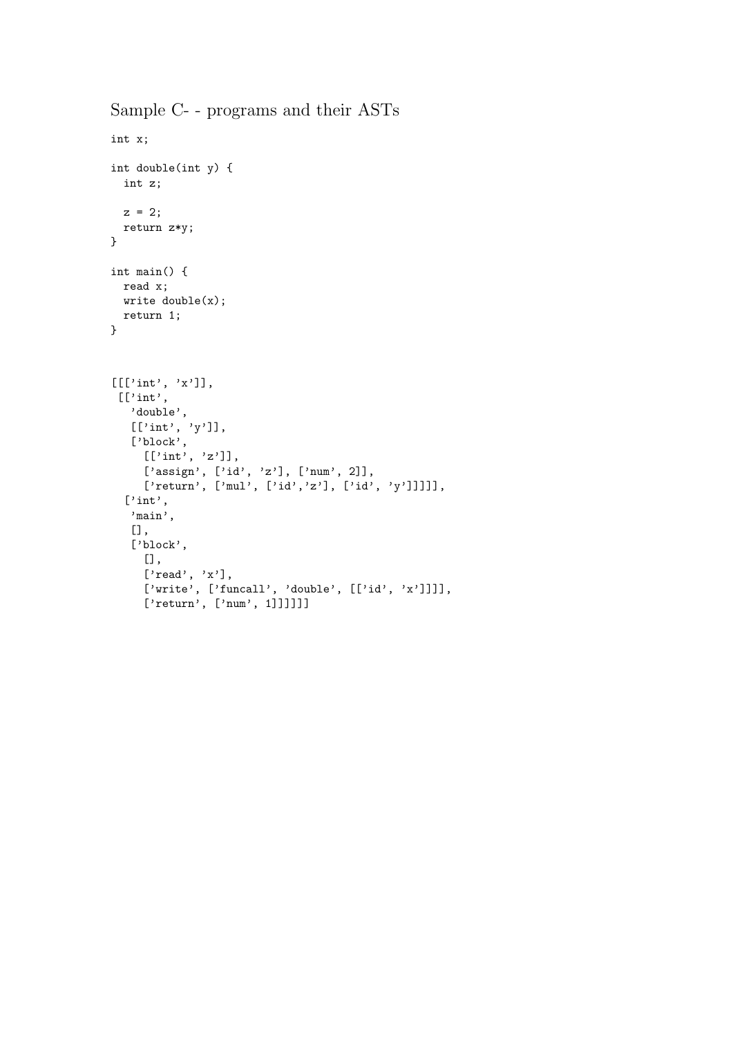# Sample C- - programs and their ASTs

```
int x;

int double(int y) {
  int z;

  z = 2;
  return z*y;
}

int main() {
  read x;
  write double(x);
  return 1;
}
```

```
[[['int', 'x']],
 [['int',
   'double',
   [['int', 'y']],
   ['block',
     [['int', 'z']],
     ['assign', ['id', 'z'], ['num', 2]],
     ['return', ['mul', ['id','z'], ['id', 'y']]]]],
  ['int',
   'main',
   [],
   ['block',
     [],
     ['read', 'x'],
     ['write', ['funcall', 'double', [['id', 'x']]]],
     ['return', ['num', 1]]]]]]
```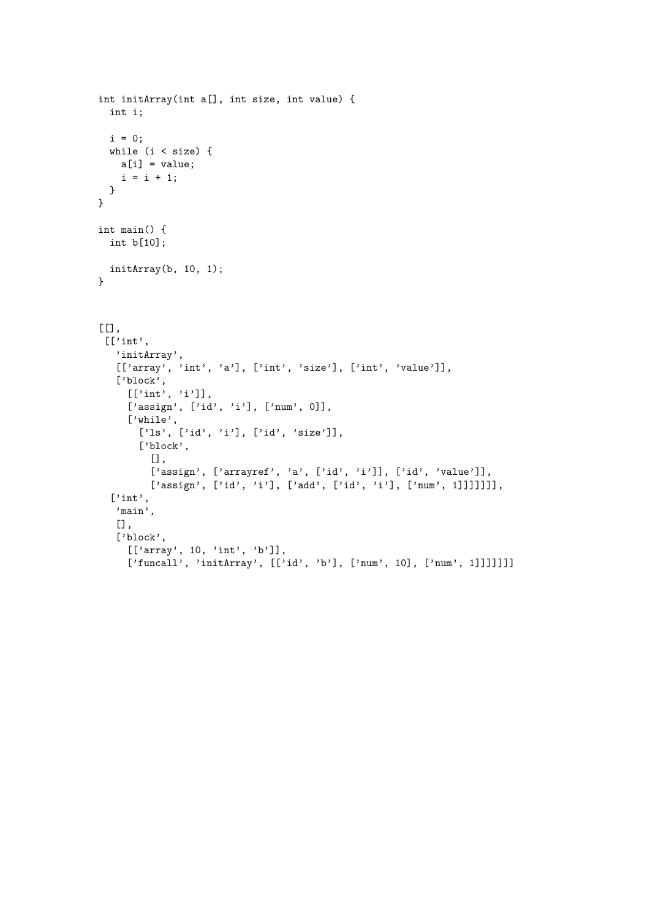```
int initArray(int a[], int size, int value) {
  int i;

  i = 0;
  while (i < size) {
    a[i] = value;
    i = i + 1;
  }
}

int main() {
  int b[10];

  initArray(b, 10, 1);
}
```

```
[[],
 [['int',
   'initArray',
   [['array', 'int', 'a'], ['int', 'size'], ['int', 'value']],
   ['block',
     [['int', 'i']],
     ['assign', ['id', 'i'], ['num', 0]],
     ['while',
       ['ls', ['id', 'i'], ['id', 'size']],
       ['block',
         [],
         ['assign', ['arrayref', 'a', ['id', 'i']], ['id', 'value']],
         ['assign', ['id', 'i'], ['add', ['id', 'i'], ['num', 1]]]]]]],
  ['int',
   'main',
   [],
   ['block',
     [['array', 10, 'int', 'b']],
     ['funcall', 'initArray', [['id', 'b'], ['num', 10], ['num', 1]]]]]]]
```